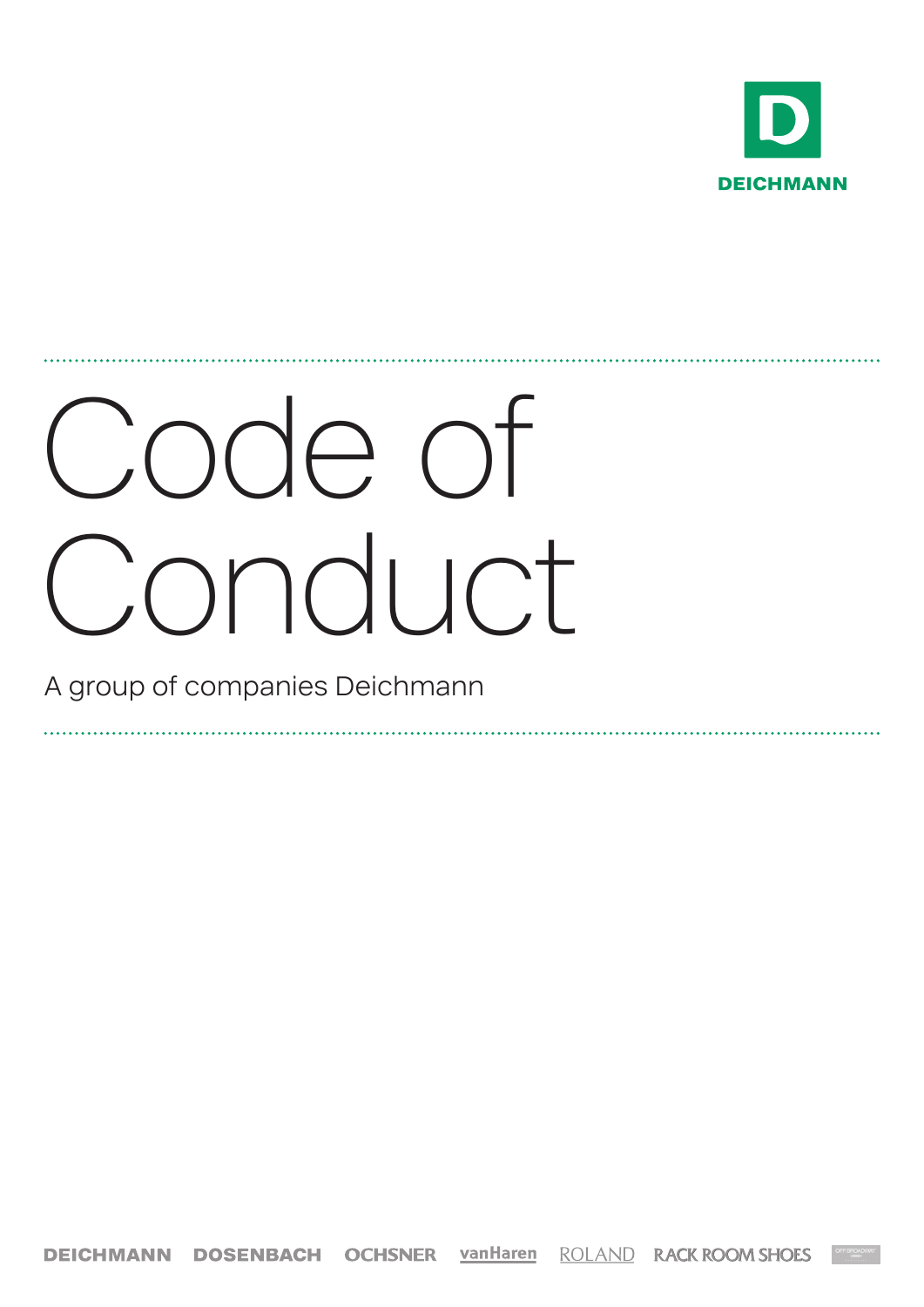DEICHMANN

# Code of Conduct

A group of companies Deichmann

DEICHMANN DOSENBACH OCHSNER vanHaren ROLAND RACK ROOM SHOES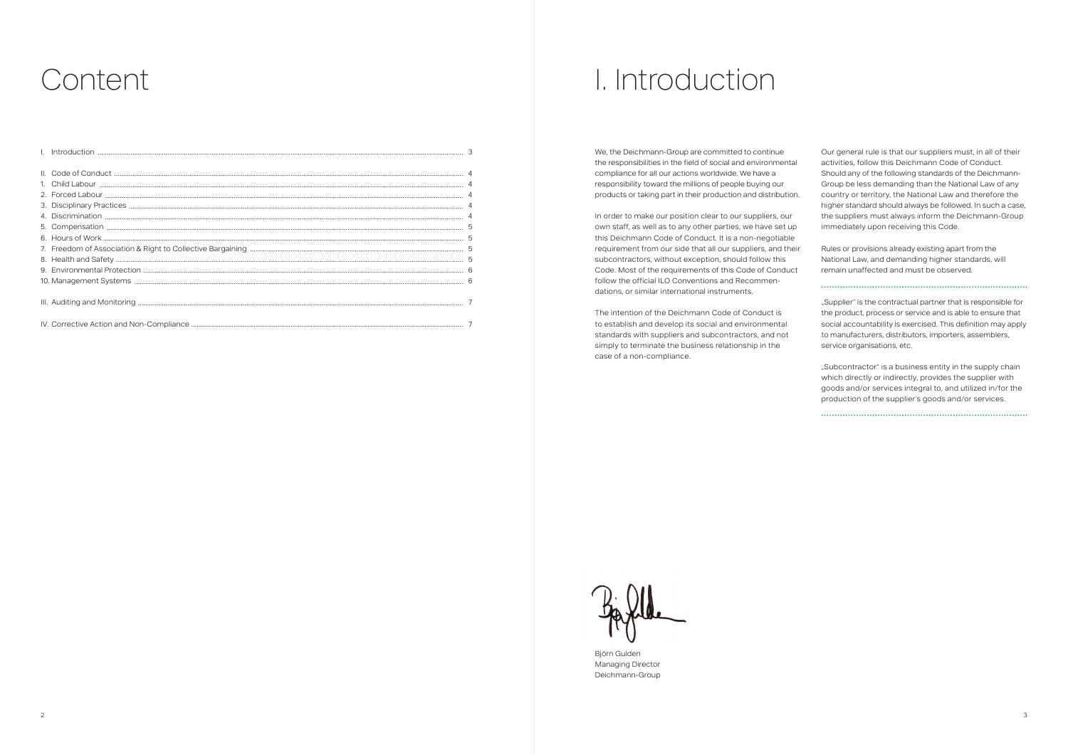# Content

| | |
|---|---|
| I. Introduction | 3 |
| II. Code of Conduct | 4 |
| 1. Child Labour | 4 |
| 2. Forced Labour | 4 |
| 3. Disciplinary Practices | 4 |
| 4. Discrimination | 4 |
| 5. Compensation | 5 |
| 6. Hours of Work | 5 |
| 7. Freedom of Association & Right to Collective Bargaining | 5 |
| 8. Health and Safety | 5 |
| 9. Environmental Protection | 6 |
| 10. Management Systems | 6 |
| III. Auditing and Monitoring | 7 |
| IV. Corrective Action and Non-Compliance | 7 |

# I. Introduction

We, the Deichmann-Group are committed to continue the responsibilities in the field of social and environmental compliance for all our actions worldwide. We have a responsibility toward the millions of people buying our products or taking part in their production and distribution.

In order to make our position clear to our suppliers, our own staff, as well as to any other parties, we have set up this Deichmann Code of Conduct. It is a non-negotiable requirement from our side that all our suppliers, and their subcontractors, without exception, should follow this Code. Most of the requirements of this Code of Conduct follow the official ILO Conventions and Recommendations, or similar international instruments.

The intention of the Deichmann Code of Conduct is to establish and develop its social and environmental standards with suppliers and subcontractors, and not simply to terminate the business relationship in the case of a non-compliance.

Our general rule is that our suppliers must, in all of their activities, follow this Deichmann Code of Conduct. Should any of the following standards of the Deichmann-Group be less demanding than the National Law of any country or territory, the National Law and therefore the higher standard should always be followed. In such a case, the suppliers must always inform the Deichmann-Group immediately upon receiving this Code.

Rules or provisions already existing apart from the National Law, and demanding higher standards, will remain unaffected and must be observed.

„Supplier" is the contractual partner that is responsible for the product, process or service and is able to ensure that social accountability is exercised. This definition may apply to manufacturers, distributors, importers, assemblers, service organisations, etc.

„Subcontractor" is a business entity in the supply chain which directly or indirectly, provides the supplier with goods and/or services integral to, and utilized in/for the production of the supplier's goods and/or services.

Björn Gulden
Managing Director
Deichmann-Group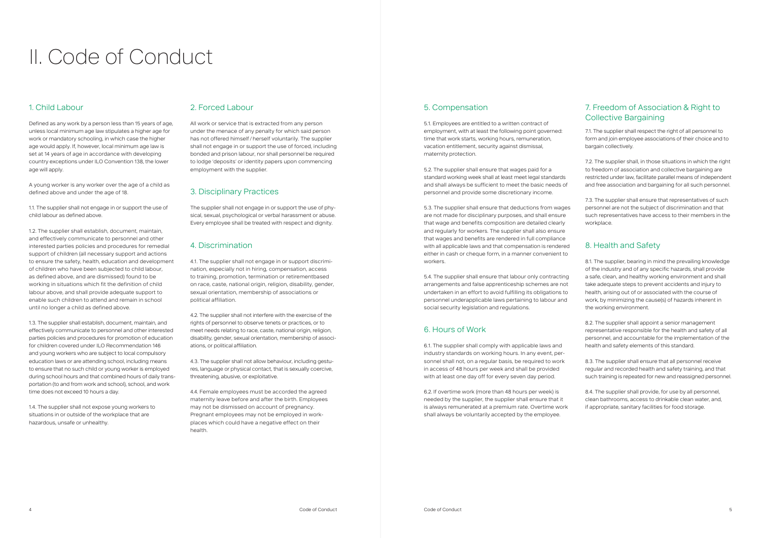# II. Code of Conduct

## 1. Child Labour

Defined as any work by a person less than 15 years of age, unless local minimum age law stipulates a higher age for work or mandatory schooling, in which case the higher age would apply. If, however, local minimum age law is set at 14 years of age in accordance with developing country exceptions under ILO Convention 138, the lower age will apply.

A young worker is any worker over the age of a child as defined above and under the age of 18.

1.1. The supplier shall not engage in or support the use of child labour as defined above.

1.2. The supplier shall establish, document, maintain, and effectively communicate to personnel and other interested parties policies and procedures for remedial support of children (all necessary support and actions to ensure the safety, health, education and development of children who have been subjected to child labour, as defined above, and are dismissed) found to be working in situations which fit the definition of child labour above, and shall provide adequate support to enable such children to attend and remain in school until no longer a child as defined above.

1.3. The supplier shall establish, document, maintain, and effectively communicate to personnel and other interested parties policies and procedures for promotion of education for children covered under ILO Recommendation 146 and young workers who are subject to local compulsory education laws or are attending school, including means to ensure that no such child or young worker is employed during school hours and that combined hours of daily transportation (to and from work and school), school, and work time does not exceed 10 hours a day.

1.4. The supplier shall not expose young workers to situations in or outside of the workplace that are hazardous, unsafe or unhealthy.

## 2. Forced Labour

All work or service that is extracted from any person under the menace of any penalty for which said person has not offered himself / herself voluntarily. The supplier shall not engage in or support the use of forced, including bonded and prison labour, nor shall personnel be required to lodge 'deposits' or identity papers upon commencing employment with the supplier.

## 3. Disciplinary Practices

The supplier shall not engage in or support the use of physical, sexual, psychological or verbal harassment or abuse. Every employee shall be treated with respect and dignity.

## 4. Discrimination

4.1. The supplier shall not engage in or support discrimination, especially not in hiring, compensation, access to training, promotion, termination or retirementbased on race, caste, national origin, religion, disability, gender, sexual orientation, membership of associations or political affiliation.

4.2. The supplier shall not interfere with the exercise of the rights of personnel to observe tenets or practices, or to meet needs relating to race, caste, national origin, religion, disability, gender, sexual orientation, membership of associations, or political affiliation.

4.3. The supplier shall not allow behaviour, including gestures, language or physical contact, that is sexually coercive, threatening, abusive, or exploitative.

4.4. Female employees must be accorded the agreed maternity leave before and after the birth. Employees may not be dismissed on account of pregnancy. Pregnant employees may not be employed in workplaces which could have a negative effect on their health.

## 5. Compensation

5.1. Employees are entitled to a written contract of employment, with at least the following point governed: time that work starts, working hours, remuneration, vacation entitlement, security against dismissal, maternity protection.

5.2. The supplier shall ensure that wages paid for a standard working week shall at least meet legal standards and shall always be sufficient to meet the basic needs of personnel and provide some discretionary income.

5.3. The supplier shall ensure that deductions from wages are not made for disciplinary purposes, and shall ensure that wage and benefits composition are detailed clearly and regularly for workers. The supplier shall also ensure that wages and benefits are rendered in full compliance with all applicable laws and that compensation is rendered either in cash or cheque form, in a manner convenient to workers.

5.4. The supplier shall ensure that labour only contracting arrangements and false apprenticeship schemes are not undertaken in an effort to avoid fulfilling its obligations to personnel underapplicable laws pertaining to labour and social security legislation and regulations.

## 6. Hours of Work

6.1. The supplier shall comply with applicable laws and industry standards on working hours. In any event, personnel shall not, on a regular basis, be required to work in access of 48 hours per week and shall be provided with at least one day off for every seven day period.

6.2. If overtime work (more than 48 hours per week) is needed by the supplier, the supplier shall ensure that it is always remunerated at a premium rate. Overtime work shall always be voluntarily accepted by the employee.

## 7. Freedom of Association & Right to Collective Bargaining

7.1. The supplier shall respect the right of all personnel to form and join employee associations of their choice and to bargain collectively.

7.2. The supplier shall, in those situations in which the right to freedom of association and collective bargaining are restricted under law, facilitate parallel means of independent and free association and bargaining for all such personnel.

7.3. The supplier shall ensure that representatives of such personnel are not the subject of discrimination and that such representatives have access to their members in the workplace.

## 8. Health and Safety

8.1. The supplier, bearing in mind the prevailing knowledge of the industry and of any specific hazards, shall provide a safe, clean, and healthy working environment and shall take adequate steps to prevent accidents and injury to health, arising out of or associated with the course of work, by minimizing the cause(s) of hazards inherent in the working environment.

8.2. The supplier shall appoint a senior management representative responsible for the health and safety of all personnel, and accountable for the implementation of the health and safety elements of this standard.

8.3. The supplier shall ensure that all personnel receive regular and recorded health and safety training, and that such training is repeated for new and reassigned personnel.

8.4. The supplier shall provide, for use by all personnel, clean bathrooms, access to drinkable clean water, and, if appropriate, sanitary facilities for food storage.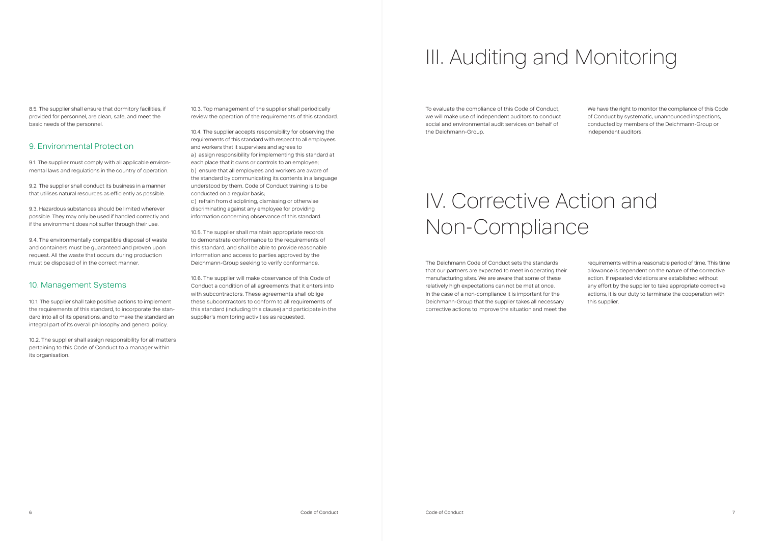8.5. The supplier shall ensure that dormitory facilities, if provided for personnel, are clean, safe, and meet the basic needs of the personnel.

## 9. Environmental Protection

9.1. The supplier must comply with all applicable environmental laws and regulations in the country of operation.

9.2. The supplier shall conduct its business in a manner that utilises natural resources as efficiently as possible.

9.3. Hazardous substances should be limited wherever possible. They may only be used if handled correctly and if the environment does not suffer through their use.

9.4. The environmentally compatible disposal of waste and containers must be guaranteed and proven upon request. All the waste that occurs during production must be disposed of in the correct manner.

## 10. Management Systems

10.1. The supplier shall take positive actions to implement the requirements of this standard, to incorporate the standard into all of its operations, and to make the standard an integral part of its overall philosophy and general policy.

10.2. The supplier shall assign responsibility for all matters pertaining to this Code of Conduct to a manager within its organisation.

10.3. Top management of the supplier shall periodically review the operation of the requirements of this standard.

10.4. The supplier accepts responsibility for observing the requirements of this standard with respect to all employees and workers that it supervises and agrees to

a) assign responsibility for implementing this standard at each place that it owns or controls to an employee;

b) ensure that all employees and workers are aware of the standard by communicating its contents in a language understood by them. Code of Conduct training is to be conducted on a regular basis;

c) refrain from disciplining, dismissing or otherwise discriminating against any employee for providing information concerning observance of this standard.

10.5. The supplier shall maintain appropriate records to demonstrate conformance to the requirements of this standard, and shall be able to provide reasonable information and access to parties approved by the Deichmann-Group seeking to verify conformance.

10.6. The supplier will make observance of this Code of Conduct a condition of all agreements that it enters into with subcontractors. These agreements shall oblige these subcontractors to conform to all requirements of this standard (including this clause) and participate in the supplier's monitoring activities as requested.

# III. Auditing and Monitoring

To evaluate the compliance of this Code of Conduct, we will make use of independent auditors to conduct social and environmental audit services on behalf of the Deichmann-Group.

We have the right to monitor the compliance of this Code of Conduct by systematic, unannounced inspections, conducted by members of the Deichmann-Group or independent auditors.

# IV. Corrective Action and Non-Compliance

The Deichmann Code of Conduct sets the standards that our partners are expected to meet in operating their manufacturing sites. We are aware that some of these relatively high expectations can not be met at once. In the case of a non-compliance it is important for the Deichmann-Group that the supplier takes all necessary corrective actions to improve the situation and meet the requirements within a reasonable period of time. This time allowance is dependent on the nature of the corrective action. If repeated violations are established without any effort by the supplier to take appropriate corrective actions, it is our duty to terminate the cooperation with this supplier.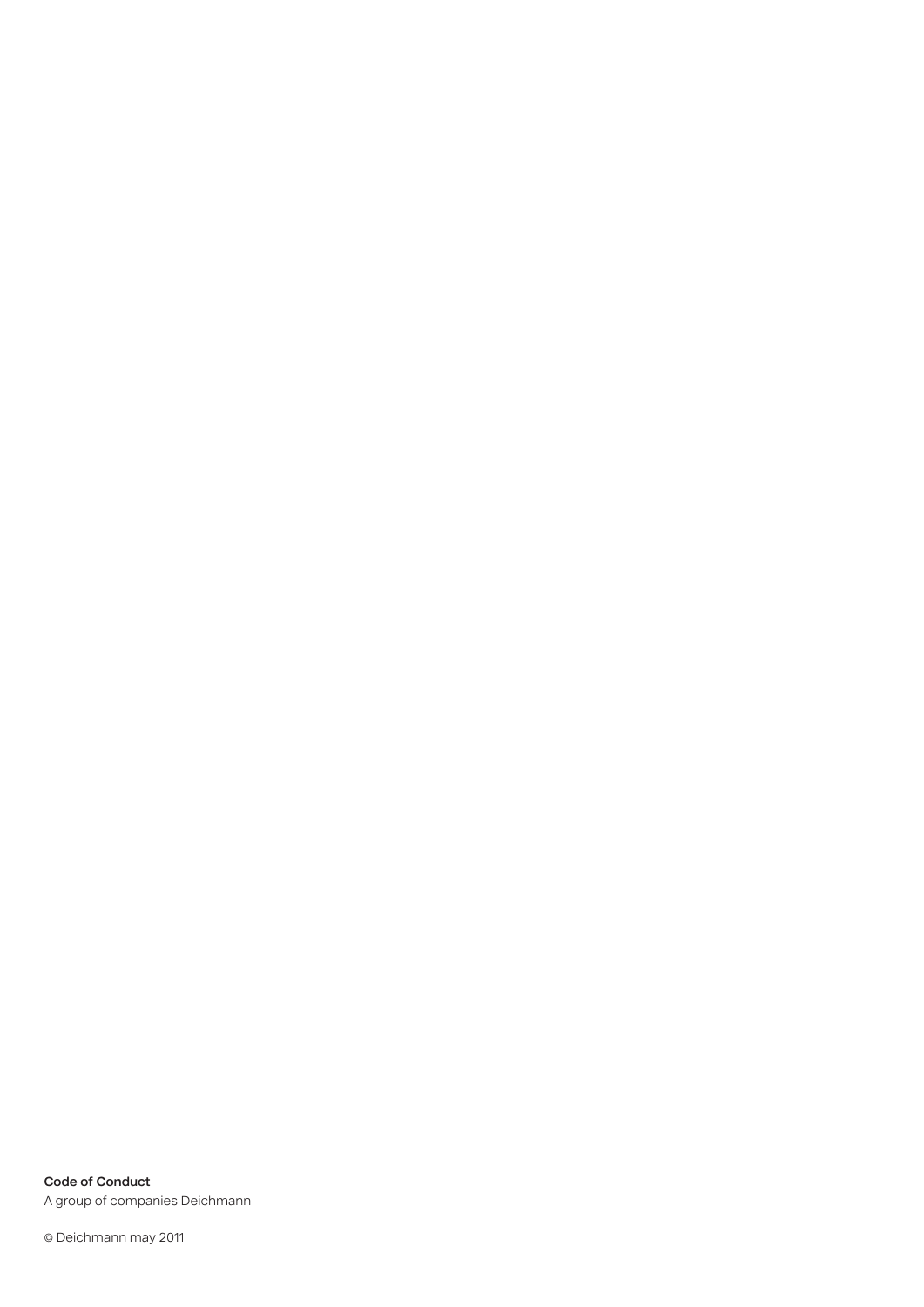**Code of Conduct**
A group of companies Deichmann

© Deichmann may 2011